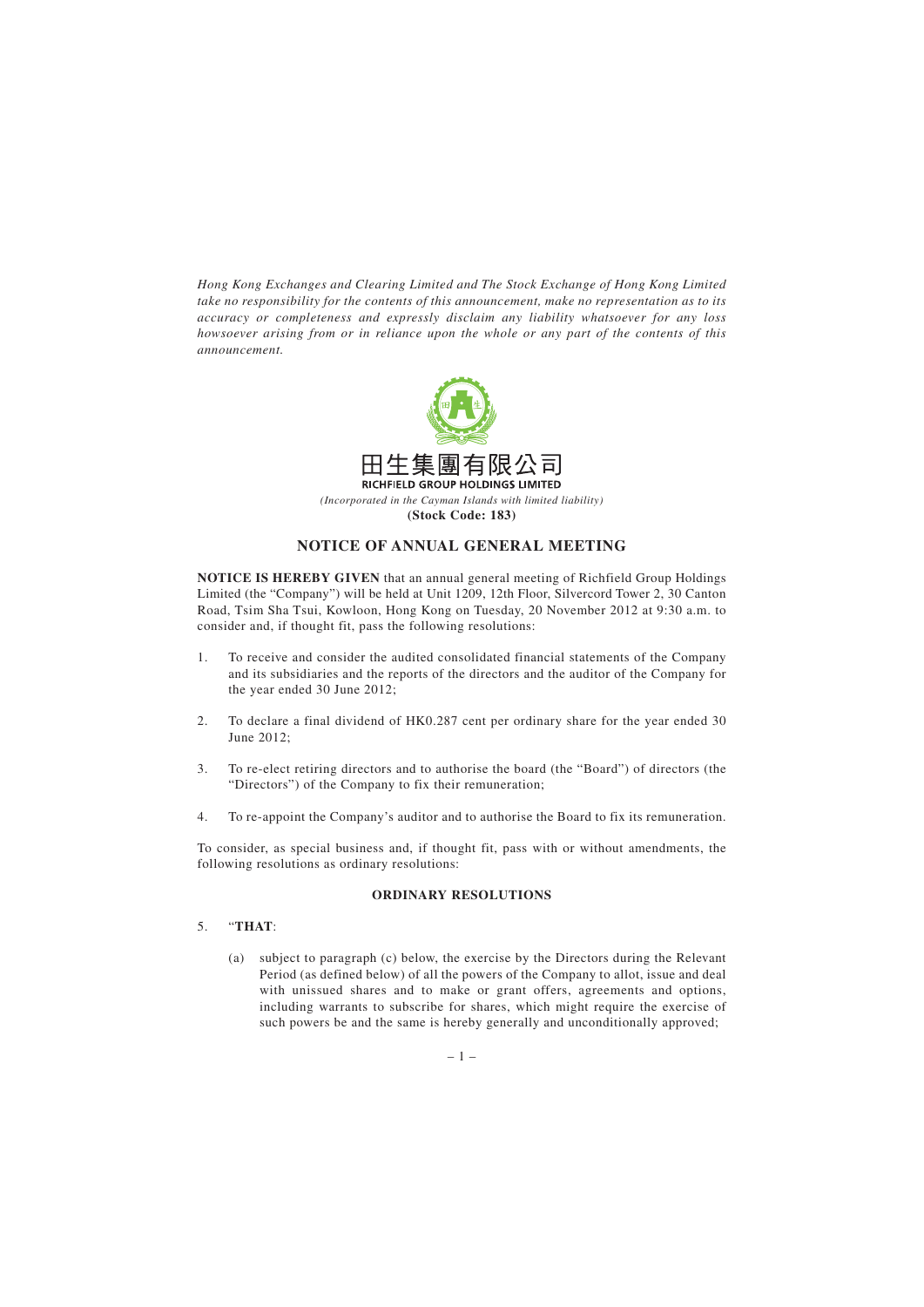*Hong Kong Exchanges and Clearing Limited and The Stock Exchange of Hong Kong Limited take no responsibility for the contents of this announcement, make no representation as to its accuracy or completeness and expressly disclaim any liability whatsoever for any loss howsoever arising from or in reliance upon the whole or any part of the contents of this announcement.*

田生集團有限公司

**RICHFIELD GROUP HOLDINGS LIMITED**

*(Incorporated in the Cayman Islands with limited liability)*

**(Stock Code: 183)**

# NOTICE OF ANNUAL GENERAL MEETING

**NOTICE IS HEREBY GIVEN** that an annual general meeting of Richfield Group Holdings Limited (the "Company") will be held at Unit 1209, 12th Floor, Silvercord Tower 2, 30 Canton Road, Tsim Sha Tsui, Kowloon, Hong Kong on Tuesday, 20 November 2012 at 9:30 a.m. to consider and, if thought fit, pass the following resolutions:

1. To receive and consider the audited consolidated financial statements of the Company and its subsidiaries and the reports of the directors and the auditor of the Company for the year ended 30 June 2012;

2. To declare a final dividend of HK0.287 cent per ordinary share for the year ended 30 June 2012;

3. To re-elect retiring directors and to authorise the board (the "Board") of directors (the "Directors") of the Company to fix their remuneration;

4. To re-appoint the Company's auditor and to authorise the Board to fix its remuneration.

To consider, as special business and, if thought fit, pass with or without amendments, the following resolutions as ordinary resolutions:

## ORDINARY RESOLUTIONS

5. "**THAT**:

   (a) subject to paragraph (c) below, the exercise by the Directors during the Relevant Period (as defined below) of all the powers of the Company to allot, issue and deal with unissued shares and to make or grant offers, agreements and options, including warrants to subscribe for shares, which might require the exercise of such powers be and the same is hereby generally and unconditionally approved;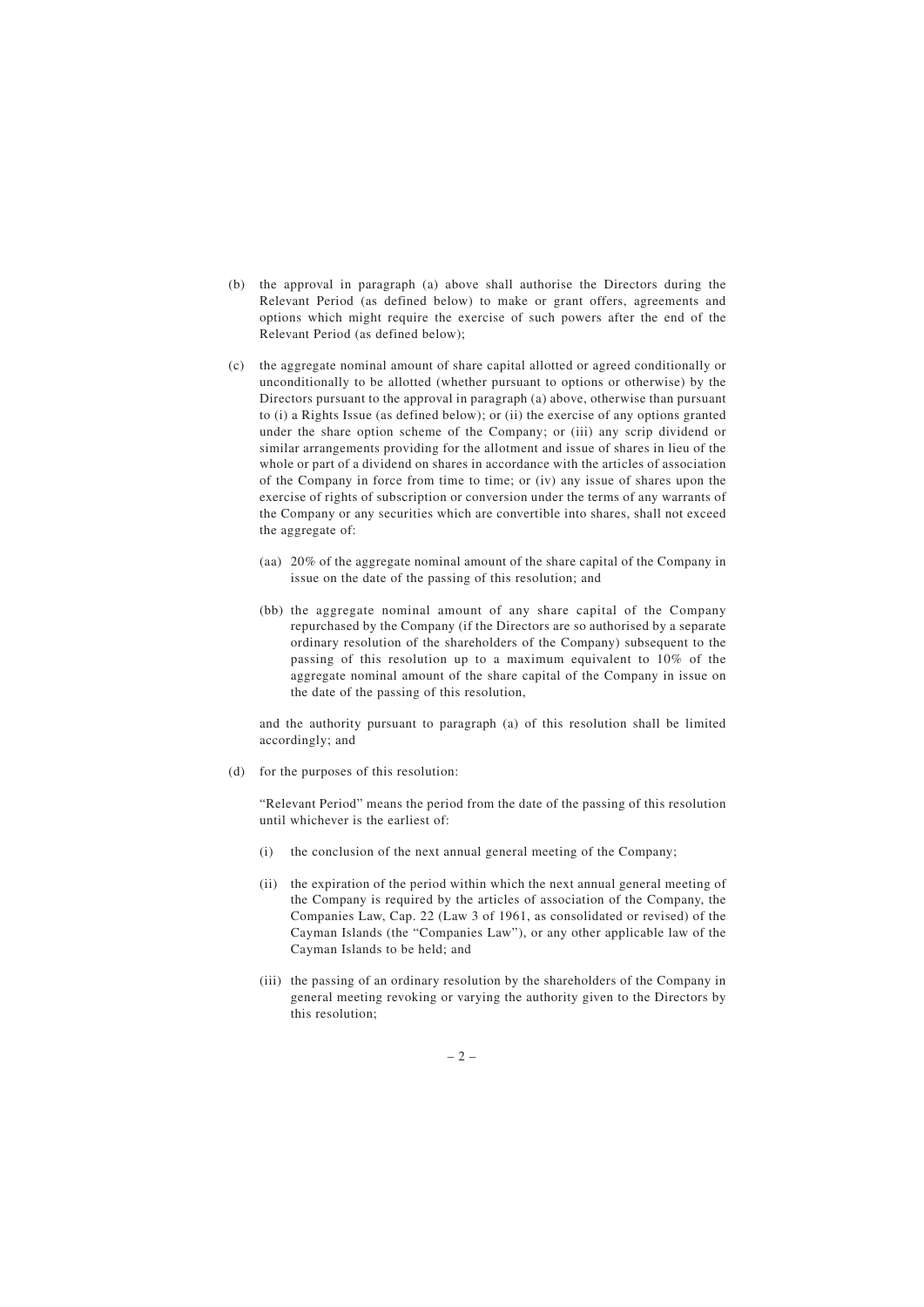(b) the approval in paragraph (a) above shall authorise the Directors during the Relevant Period (as defined below) to make or grant offers, agreements and options which might require the exercise of such powers after the end of the Relevant Period (as defined below);

(c) the aggregate nominal amount of share capital allotted or agreed conditionally or unconditionally to be allotted (whether pursuant to options or otherwise) by the Directors pursuant to the approval in paragraph (a) above, otherwise than pursuant to (i) a Rights Issue (as defined below); or (ii) the exercise of any options granted under the share option scheme of the Company; or (iii) any scrip dividend or similar arrangements providing for the allotment and issue of shares in lieu of the whole or part of a dividend on shares in accordance with the articles of association of the Company in force from time to time; or (iv) any issue of shares upon the exercise of rights of subscription or conversion under the terms of any warrants of the Company or any securities which are convertible into shares, shall not exceed the aggregate of:

   (aa) 20% of the aggregate nominal amount of the share capital of the Company in issue on the date of the passing of this resolution; and

   (bb) the aggregate nominal amount of any share capital of the Company repurchased by the Company (if the Directors are so authorised by a separate ordinary resolution of the shareholders of the Company) subsequent to the passing of this resolution up to a maximum equivalent to 10% of the aggregate nominal amount of the share capital of the Company in issue on the date of the passing of this resolution,

   and the authority pursuant to paragraph (a) of this resolution shall be limited accordingly; and

(d) for the purposes of this resolution:

   "Relevant Period" means the period from the date of the passing of this resolution until whichever is the earliest of:

   (i) the conclusion of the next annual general meeting of the Company;

   (ii) the expiration of the period within which the next annual general meeting of the Company is required by the articles of association of the Company, the Companies Law, Cap. 22 (Law 3 of 1961, as consolidated or revised) of the Cayman Islands (the "Companies Law"), or any other applicable law of the Cayman Islands to be held; and

   (iii) the passing of an ordinary resolution by the shareholders of the Company in general meeting revoking or varying the authority given to the Directors by this resolution;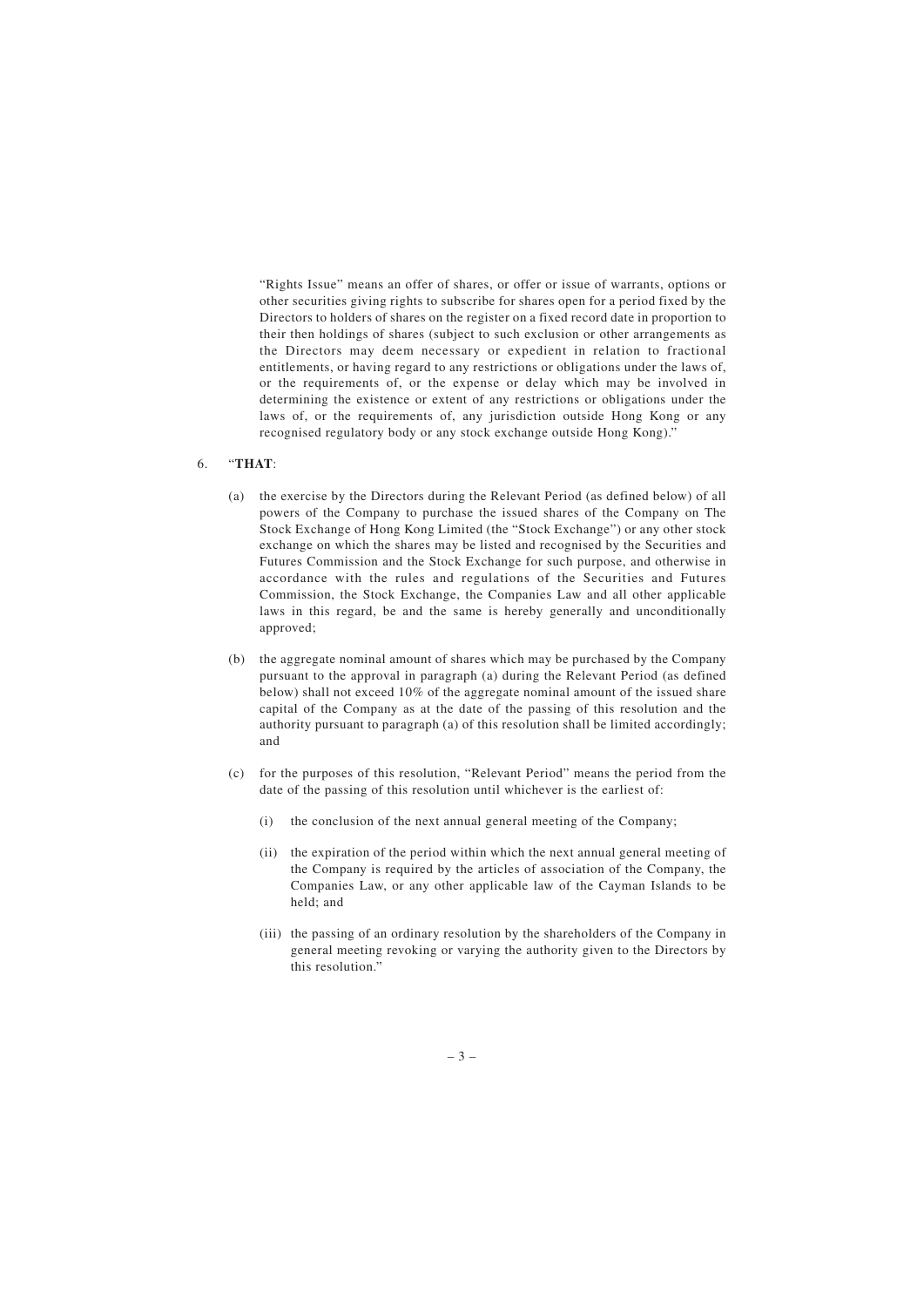"Rights Issue" means an offer of shares, or offer or issue of warrants, options or other securities giving rights to subscribe for shares open for a period fixed by the Directors to holders of shares on the register on a fixed record date in proportion to their then holdings of shares (subject to such exclusion or other arrangements as the Directors may deem necessary or expedient in relation to fractional entitlements, or having regard to any restrictions or obligations under the laws of, or the requirements of, or the expense or delay which may be involved in determining the existence or extent of any restrictions or obligations under the laws of, or the requirements of, any jurisdiction outside Hong Kong or any recognised regulatory body or any stock exchange outside Hong Kong)."

6. "**THAT**:

   (a) the exercise by the Directors during the Relevant Period (as defined below) of all powers of the Company to purchase the issued shares of the Company on The Stock Exchange of Hong Kong Limited (the "Stock Exchange") or any other stock exchange on which the shares may be listed and recognised by the Securities and Futures Commission and the Stock Exchange for such purpose, and otherwise in accordance with the rules and regulations of the Securities and Futures Commission, the Stock Exchange, the Companies Law and all other applicable laws in this regard, be and the same is hereby generally and unconditionally approved;

   (b) the aggregate nominal amount of shares which may be purchased by the Company pursuant to the approval in paragraph (a) during the Relevant Period (as defined below) shall not exceed 10% of the aggregate nominal amount of the issued share capital of the Company as at the date of the passing of this resolution and the authority pursuant to paragraph (a) of this resolution shall be limited accordingly; and

   (c) for the purposes of this resolution, "Relevant Period" means the period from the date of the passing of this resolution until whichever is the earliest of:

      (i) the conclusion of the next annual general meeting of the Company;

      (ii) the expiration of the period within which the next annual general meeting of the Company is required by the articles of association of the Company, the Companies Law, or any other applicable law of the Cayman Islands to be held; and

      (iii) the passing of an ordinary resolution by the shareholders of the Company in general meeting revoking or varying the authority given to the Directors by this resolution."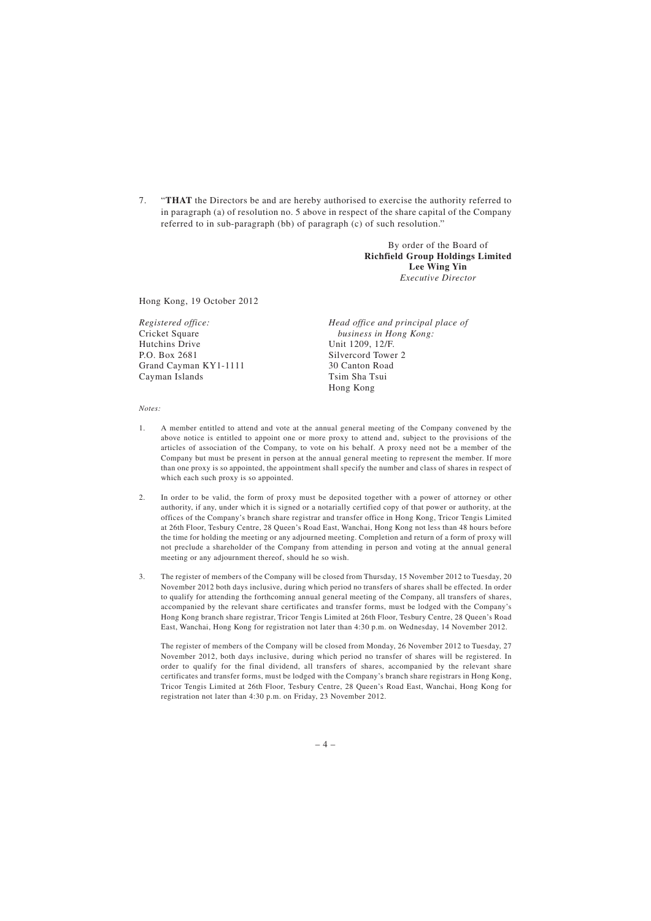7. "**THAT** the Directors be and are hereby authorised to exercise the authority referred to in paragraph (a) of resolution no. 5 above in respect of the share capital of the Company referred to in sub-paragraph (bb) of paragraph (c) of such resolution."

By order of the Board of
**Richfield Group Holdings Limited**
**Lee Wing Yin**
*Executive Director*

Hong Kong, 19 October 2012

*Registered office:*
Cricket Square
Hutchins Drive
P.O. Box 2681
Grand Cayman KY1-1111
Cayman Islands

*Head office and principal place of business in Hong Kong:*
Unit 1209, 12/F.
Silvercord Tower 2
30 Canton Road
Tsim Sha Tsui
Hong Kong

*Notes:*

1. A member entitled to attend and vote at the annual general meeting of the Company convened by the above notice is entitled to appoint one or more proxy to attend and, subject to the provisions of the articles of association of the Company, to vote on his behalf. A proxy need not be a member of the Company but must be present in person at the annual general meeting to represent the member. If more than one proxy is so appointed, the appointment shall specify the number and class of shares in respect of which each such proxy is so appointed.

2. In order to be valid, the form of proxy must be deposited together with a power of attorney or other authority, if any, under which it is signed or a notarially certified copy of that power or authority, at the offices of the Company's branch share registrar and transfer office in Hong Kong, Tricor Tengis Limited at 26th Floor, Tesbury Centre, 28 Queen's Road East, Wanchai, Hong Kong not less than 48 hours before the time for holding the meeting or any adjourned meeting. Completion and return of a form of proxy will not preclude a shareholder of the Company from attending in person and voting at the annual general meeting or any adjournment thereof, should he so wish.

3. The register of members of the Company will be closed from Thursday, 15 November 2012 to Tuesday, 20 November 2012 both days inclusive, during which period no transfers of shares shall be effected. In order to qualify for attending the forthcoming annual general meeting of the Company, all transfers of shares, accompanied by the relevant share certificates and transfer forms, must be lodged with the Company's Hong Kong branch share registrar, Tricor Tengis Limited at 26th Floor, Tesbury Centre, 28 Queen's Road East, Wanchai, Hong Kong for registration not later than 4:30 p.m. on Wednesday, 14 November 2012.

   The register of members of the Company will be closed from Monday, 26 November 2012 to Tuesday, 27 November 2012, both days inclusive, during which period no transfer of shares will be registered. In order to qualify for the final dividend, all transfers of shares, accompanied by the relevant share certificates and transfer forms, must be lodged with the Company's branch share registrars in Hong Kong, Tricor Tengis Limited at 26th Floor, Tesbury Centre, 28 Queen's Road East, Wanchai, Hong Kong for registration not later than 4:30 p.m. on Friday, 23 November 2012.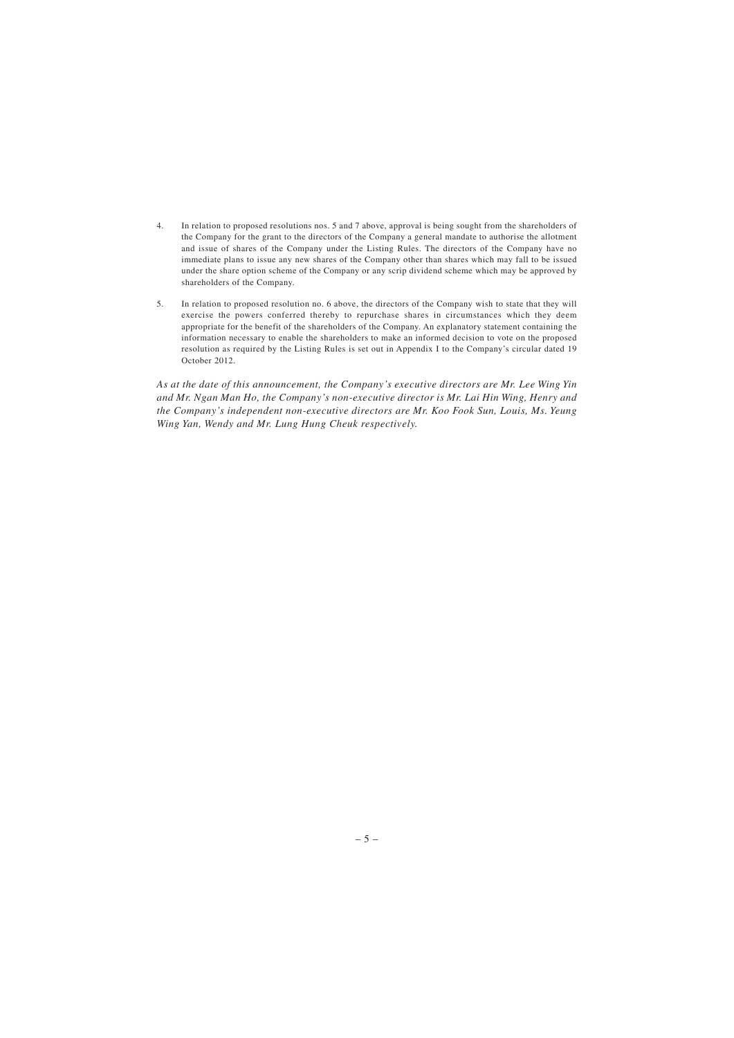4. In relation to proposed resolutions nos. 5 and 7 above, approval is being sought from the shareholders of the Company for the grant to the directors of the Company a general mandate to authorise the allotment and issue of shares of the Company under the Listing Rules. The directors of the Company have no immediate plans to issue any new shares of the Company other than shares which may fall to be issued under the share option scheme of the Company or any scrip dividend scheme which may be approved by shareholders of the Company.

5. In relation to proposed resolution no. 6 above, the directors of the Company wish to state that they will exercise the powers conferred thereby to repurchase shares in circumstances which they deem appropriate for the benefit of the shareholders of the Company. An explanatory statement containing the information necessary to enable the shareholders to make an informed decision to vote on the proposed resolution as required by the Listing Rules is set out in Appendix I to the Company's circular dated 19 October 2012.

*As at the date of this announcement, the Company's executive directors are Mr. Lee Wing Yin and Mr. Ngan Man Ho, the Company's non-executive director is Mr. Lai Hin Wing, Henry and the Company's independent non-executive directors are Mr. Koo Fook Sun, Louis, Ms. Yeung Wing Yan, Wendy and Mr. Lung Hung Cheuk respectively.*